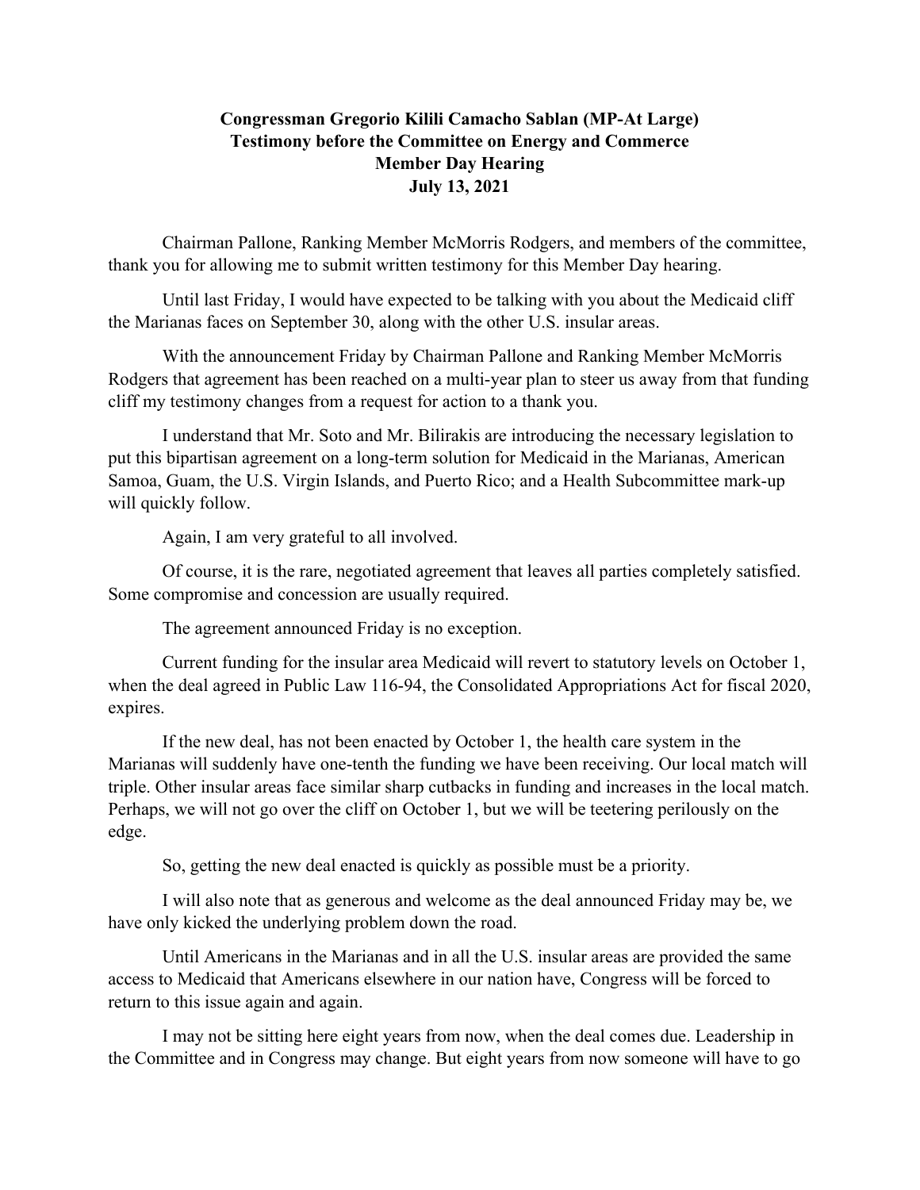**Congressman Gregorio Kilili Camacho Sablan (MP-At Large)**
**Testimony before the Committee on Energy and Commerce**
**Member Day Hearing**
**July 13, 2021**

Chairman Pallone, Ranking Member McMorris Rodgers, and members of the committee, thank you for allowing me to submit written testimony for this Member Day hearing.

Until last Friday, I would have expected to be talking with you about the Medicaid cliff the Marianas faces on September 30, along with the other U.S. insular areas.

With the announcement Friday by Chairman Pallone and Ranking Member McMorris Rodgers that agreement has been reached on a multi-year plan to steer us away from that funding cliff my testimony changes from a request for action to a thank you.

I understand that Mr. Soto and Mr. Bilirakis are introducing the necessary legislation to put this bipartisan agreement on a long-term solution for Medicaid in the Marianas, American Samoa, Guam, the U.S. Virgin Islands, and Puerto Rico; and a Health Subcommittee mark-up will quickly follow.

Again, I am very grateful to all involved.

Of course, it is the rare, negotiated agreement that leaves all parties completely satisfied. Some compromise and concession are usually required.

The agreement announced Friday is no exception.

Current funding for the insular area Medicaid will revert to statutory levels on October 1, when the deal agreed in Public Law 116-94, the Consolidated Appropriations Act for fiscal 2020, expires.

If the new deal, has not been enacted by October 1, the health care system in the Marianas will suddenly have one-tenth the funding we have been receiving. Our local match will triple. Other insular areas face similar sharp cutbacks in funding and increases in the local match. Perhaps, we will not go over the cliff on October 1, but we will be teetering perilously on the edge.

So, getting the new deal enacted is quickly as possible must be a priority.

I will also note that as generous and welcome as the deal announced Friday may be, we have only kicked the underlying problem down the road.

Until Americans in the Marianas and in all the U.S. insular areas are provided the same access to Medicaid that Americans elsewhere in our nation have, Congress will be forced to return to this issue again and again.

I may not be sitting here eight years from now, when the deal comes due. Leadership in the Committee and in Congress may change. But eight years from now someone will have to go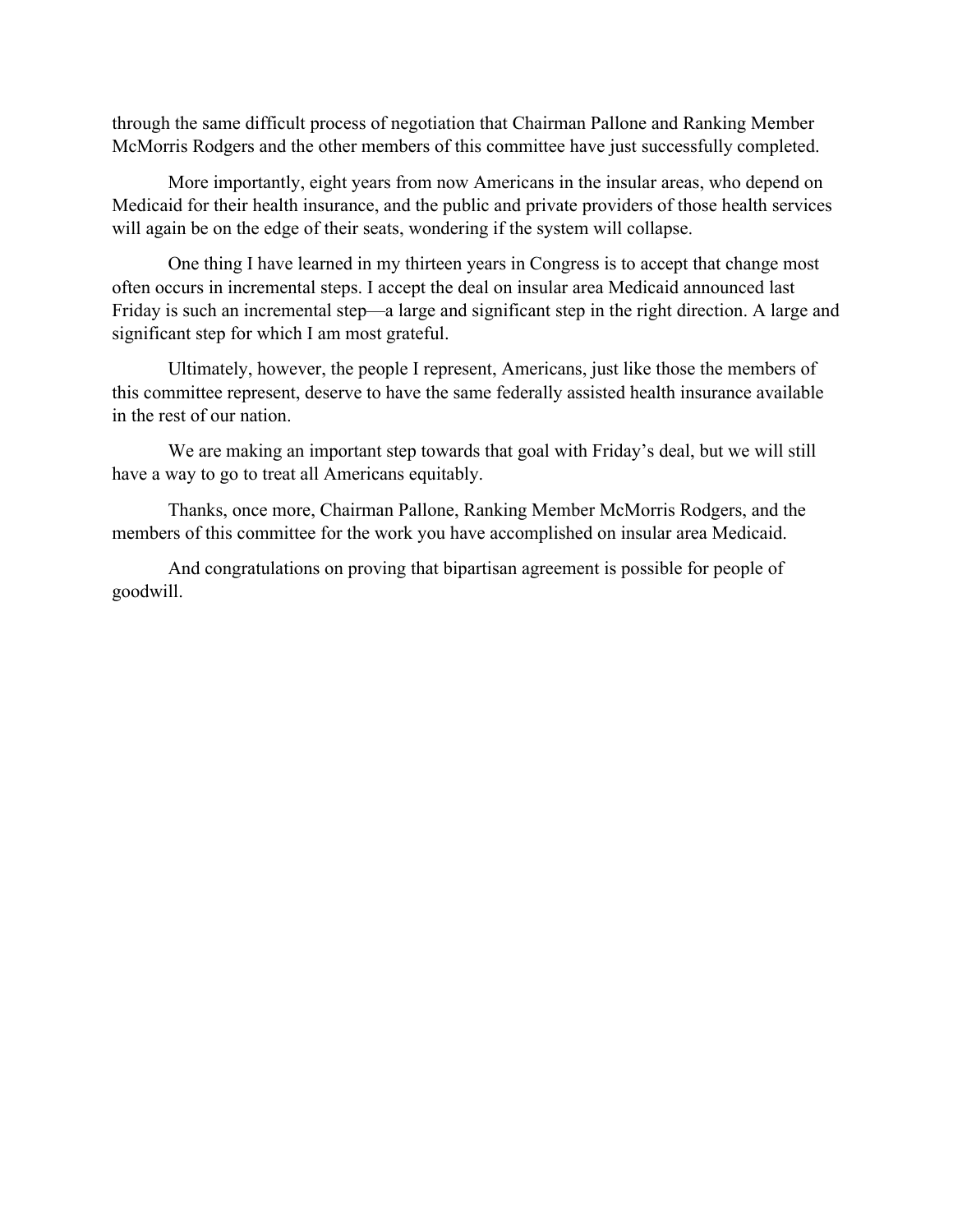through the same difficult process of negotiation that Chairman Pallone and Ranking Member McMorris Rodgers and the other members of this committee have just successfully completed.

More importantly, eight years from now Americans in the insular areas, who depend on Medicaid for their health insurance, and the public and private providers of those health services will again be on the edge of their seats, wondering if the system will collapse.

One thing I have learned in my thirteen years in Congress is to accept that change most often occurs in incremental steps. I accept the deal on insular area Medicaid announced last Friday is such an incremental step—a large and significant step in the right direction. A large and significant step for which I am most grateful.

Ultimately, however, the people I represent, Americans, just like those the members of this committee represent, deserve to have the same federally assisted health insurance available in the rest of our nation.

We are making an important step towards that goal with Friday's deal, but we will still have a way to go to treat all Americans equitably.

Thanks, once more, Chairman Pallone, Ranking Member McMorris Rodgers, and the members of this committee for the work you have accomplished on insular area Medicaid.

And congratulations on proving that bipartisan agreement is possible for people of goodwill.